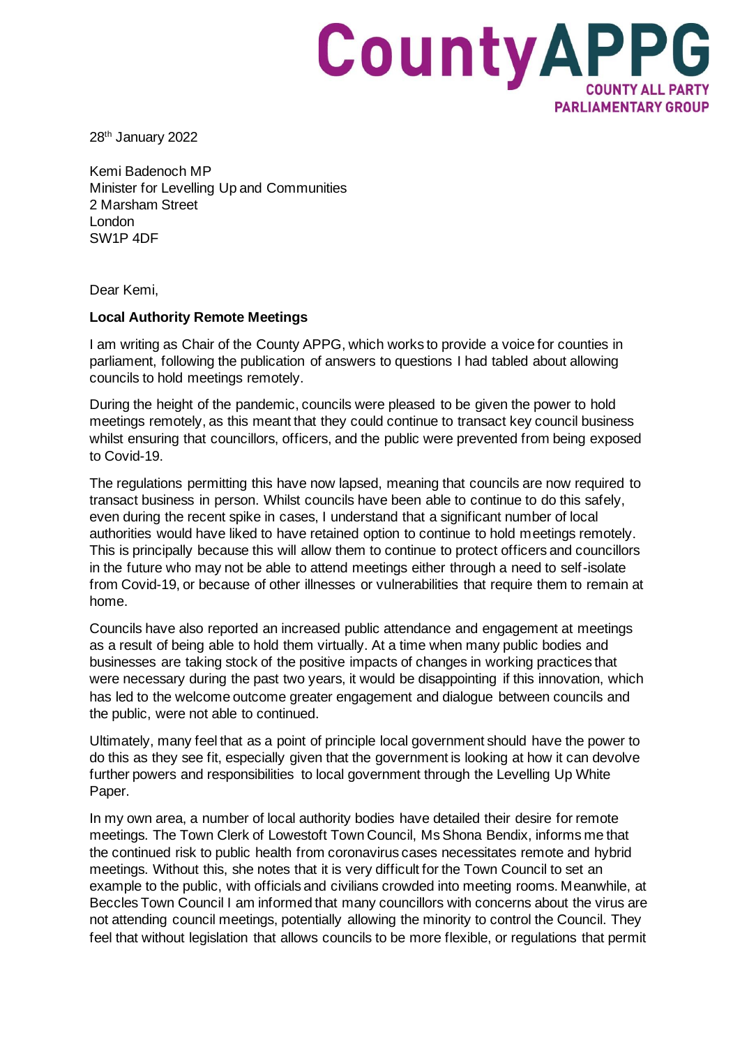# CountyAPPG

**COUNTY ALL PARTY PARLIAMENTARY GROUP**

28th January 2022

Kemi Badenoch MP
Minister for Levelling Up and Communities
2 Marsham Street
London
SW1P 4DF

Dear Kemi,

**Local Authority Remote Meetings**

I am writing as Chair of the County APPG, which works to provide a voice for counties in parliament, following the publication of answers to questions I had tabled about allowing councils to hold meetings remotely.

During the height of the pandemic, councils were pleased to be given the power to hold meetings remotely, as this meant that they could continue to transact key council business whilst ensuring that councillors, officers, and the public were prevented from being exposed to Covid-19.

The regulations permitting this have now lapsed, meaning that councils are now required to transact business in person. Whilst councils have been able to continue to do this safely, even during the recent spike in cases, I understand that a significant number of local authorities would have liked to have retained option to continue to hold meetings remotely. This is principally because this will allow them to continue to protect officers and councillors in the future who may not be able to attend meetings either through a need to self-isolate from Covid-19, or because of other illnesses or vulnerabilities that require them to remain at home.

Councils have also reported an increased public attendance and engagement at meetings as a result of being able to hold them virtually. At a time when many public bodies and businesses are taking stock of the positive impacts of changes in working practices that were necessary during the past two years, it would be disappointing if this innovation, which has led to the welcome outcome greater engagement and dialogue between councils and the public, were not able to continued.

Ultimately, many feel that as a point of principle local government should have the power to do this as they see fit, especially given that the government is looking at how it can devolve further powers and responsibilities to local government through the Levelling Up White Paper.

In my own area, a number of local authority bodies have detailed their desire for remote meetings. The Town Clerk of Lowestoft Town Council, Ms Shona Bendix, informs me that the continued risk to public health from coronavirus cases necessitates remote and hybrid meetings. Without this, she notes that it is very difficult for the Town Council to set an example to the public, with officials and civilians crowded into meeting rooms. Meanwhile, at Beccles Town Council I am informed that many councillors with concerns about the virus are not attending council meetings, potentially allowing the minority to control the Council. They feel that without legislation that allows councils to be more flexible, or regulations that permit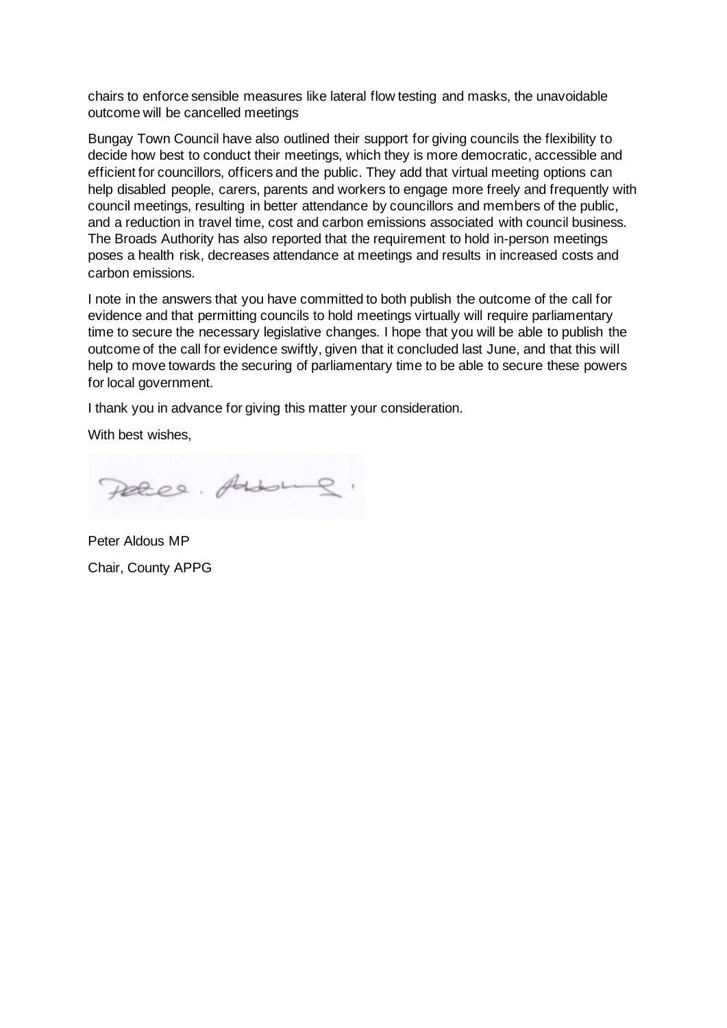chairs to enforce sensible measures like lateral flow testing and masks, the unavoidable outcome will be cancelled meetings

Bungay Town Council have also outlined their support for giving councils the flexibility to decide how best to conduct their meetings, which they is more democratic, accessible and efficient for councillors, officers and the public. They add that virtual meeting options can help disabled people, carers, parents and workers to engage more freely and frequently with council meetings, resulting in better attendance by councillors and members of the public, and a reduction in travel time, cost and carbon emissions associated with council business. The Broads Authority has also reported that the requirement to hold in-person meetings poses a health risk, decreases attendance at meetings and results in increased costs and carbon emissions.

I note in the answers that you have committed to both publish the outcome of the call for evidence and that permitting councils to hold meetings virtually will require parliamentary time to secure the necessary legislative changes. I hope that you will be able to publish the outcome of the call for evidence swiftly, given that it concluded last June, and that this will help to move towards the securing of parliamentary time to be able to secure these powers for local government.

I thank you in advance for giving this matter your consideration.

With best wishes,

Peter Aldous MP

Chair, County APPG